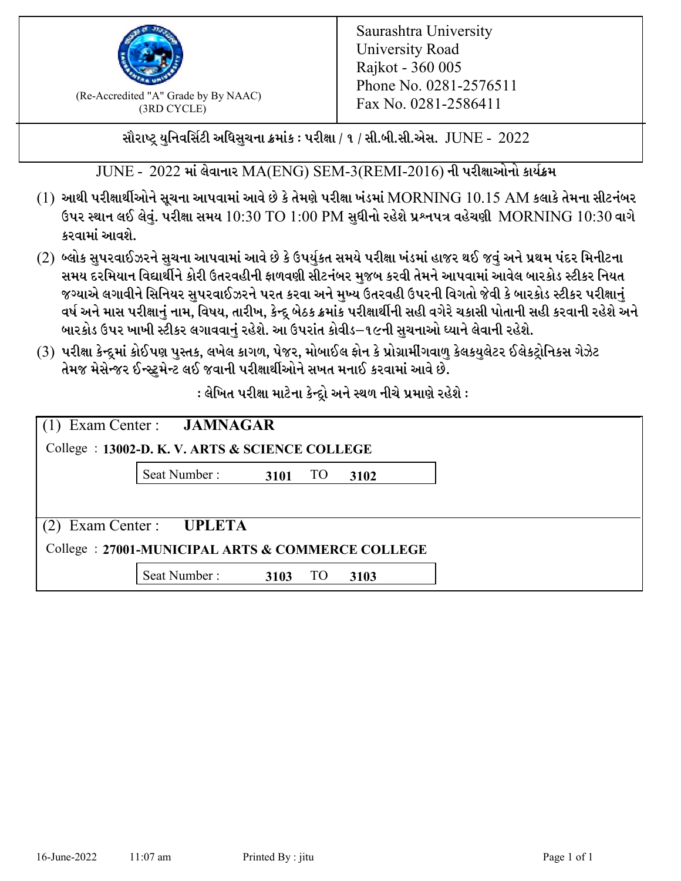(Re-Accredited "A" Grade by By NAAC)
(3RD CYCLE)

Saurashtra University
University Road
Rajkot - 360 005
Phone No. 0281-2576511
Fax No. 0281-2586411

## સૌરાષ્ટ્ર યુનિવર્સિટી અધિસુચના ક્રમાંક : પરીક્ષા / ૧ / સી.બી.સી.એસ. JUNE - 2022

### JUNE - 2022 માં લેવાનાર MA(ENG) SEM-3(REMI-2016) ની પરીક્ષાઓનો કાર્યક્રમ

(1) આથી પરીક્ષાર્થીઓને સૂચના આપવામાં આવે છે કે તેમણે પરીક્ષા ખંડમાં MORNING 10.15 AM કલાકે તેમના સીટનંબર ઉપર સ્થાન લઈ લેવું. પરીક્ષા સમય 10:30 TO 1:00 PM સુધીનો રહેશે પ્રશ્નપત્ર વહેચણી MORNING 10:30 વાગે કરવામાં આવશે.

(2) બ્લોક સુપરવાઈઝરને સુચના આપવામાં આવે છે કે ઉપર્યુકત સમયે પરીક્ષા ખંડમાં હાજર થઈ જવું અને પ્રથમ પંદર મિનીટના સમય દરમિયાન વિદ્યાર્થીને કોરી ઉતરવહીની ફાળવણી સીટનંબર મુજબ કરવી તેમને આપવામાં આવેલ બારકોડ સ્ટીકર નિયત જગ્યાએ લગાવીને સિનિયર સુપરવાઈઝરને પરત કરવા અને મુખ્ય ઉતરવહી ઉપરની વિગતો જેવી કે બારકોડ સ્ટીકર પરીક્ષાનું વર્ષ અને માસ પરીક્ષાનું નામ, વિષય, તારીખ, કેન્દ્ર બેઠક ક્રમાંક પરીક્ષાર્થીની સહી વગેરે ચકાસી પોતાની સહી કરવાની રહેશે અને બારકોડ ઉપર ખાખી સ્ટીકર લગાવવાનું રહેશે. આ ઉપરાંત કોવીડ–૧૯ની સુચનાઓ ધ્યાને લેવાની રહેશે.

(3) પરીક્ષા કેન્દ્રમાં કોઈપણ પુસ્તક, લખેલ કાગળ, પેજર, મોબાઈલ ફોન કે પ્રોગ્રામીંગવાળુ કેલકયુલેટર ઈલેકટ્રોનિકસ ગેઝેટ તેમજ મેસેન્જર ઈન્સ્ટ્રુમેન્ટ લઈ જવાની પરીક્ષાર્થીઓને સખત મનાઈ કરવામાં આવે છે.

**: લેખિત પરીક્ષા માટેના કેન્દ્રો અને સ્થળ નીચે પ્રમાણે રહેશે :**

(1) Exam Center : **JAMNAGAR**

College : **13002-D. K. V. ARTS & SCIENCE COLLEGE**

Seat Number : **3101** TO **3102**

(2) Exam Center : **UPLETA**

College : **27001-MUNICIPAL ARTS & COMMERCE COLLEGE**

Seat Number : **3103** TO **3103**

16-June-2022 11:07 am Printed By : jitu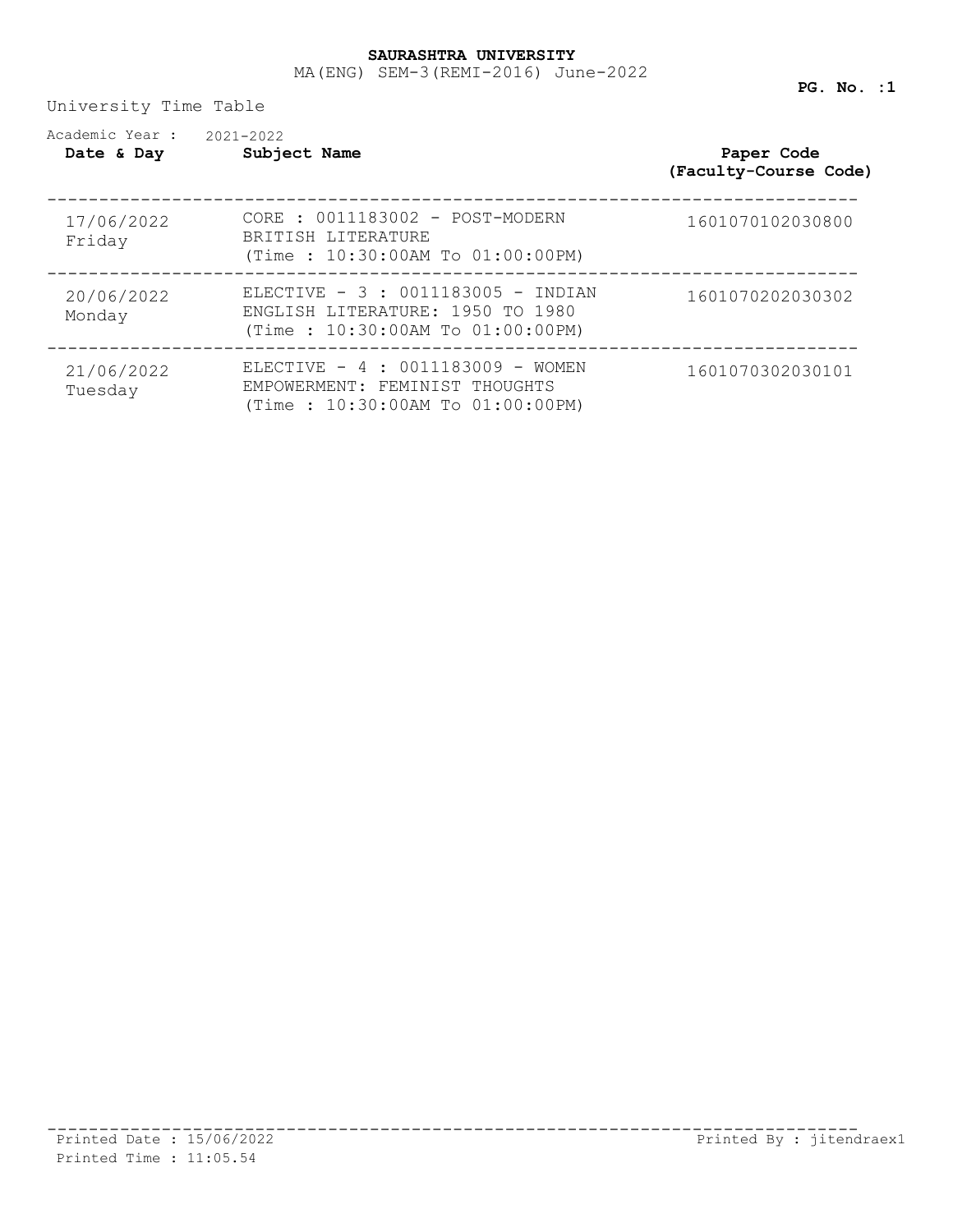**SAURASHTRA UNIVERSITY**

MA(ENG) SEM-3(REMI-2016) June-2022

University Time Table

Academic Year : 2021-2022

| Date & Day | Subject Name | Paper Code (Faculty-Course Code) |
|---|---|---|
| 17/06/2022 Friday | CORE : 0011183002 - POST-MODERN BRITISH LITERATURE (Time : 10:30:00AM To 01:00:00PM) | 1601070102030800 |
| 20/06/2022 Monday | ELECTIVE - 3 : 0011183005 - INDIAN ENGLISH LITERATURE: 1950 TO 1980 (Time : 10:30:00AM To 01:00:00PM) | 1601070202030302 |
| 21/06/2022 Tuesday | ELECTIVE - 4 : 0011183009 - WOMEN EMPOWERMENT: FEMINIST THOUGHTS (Time : 10:30:00AM To 01:00:00PM) | 1601070302030101 |

Printed Date : 15/06/2022

Printed Time : 11:05.54

Printed By : jitendraex1